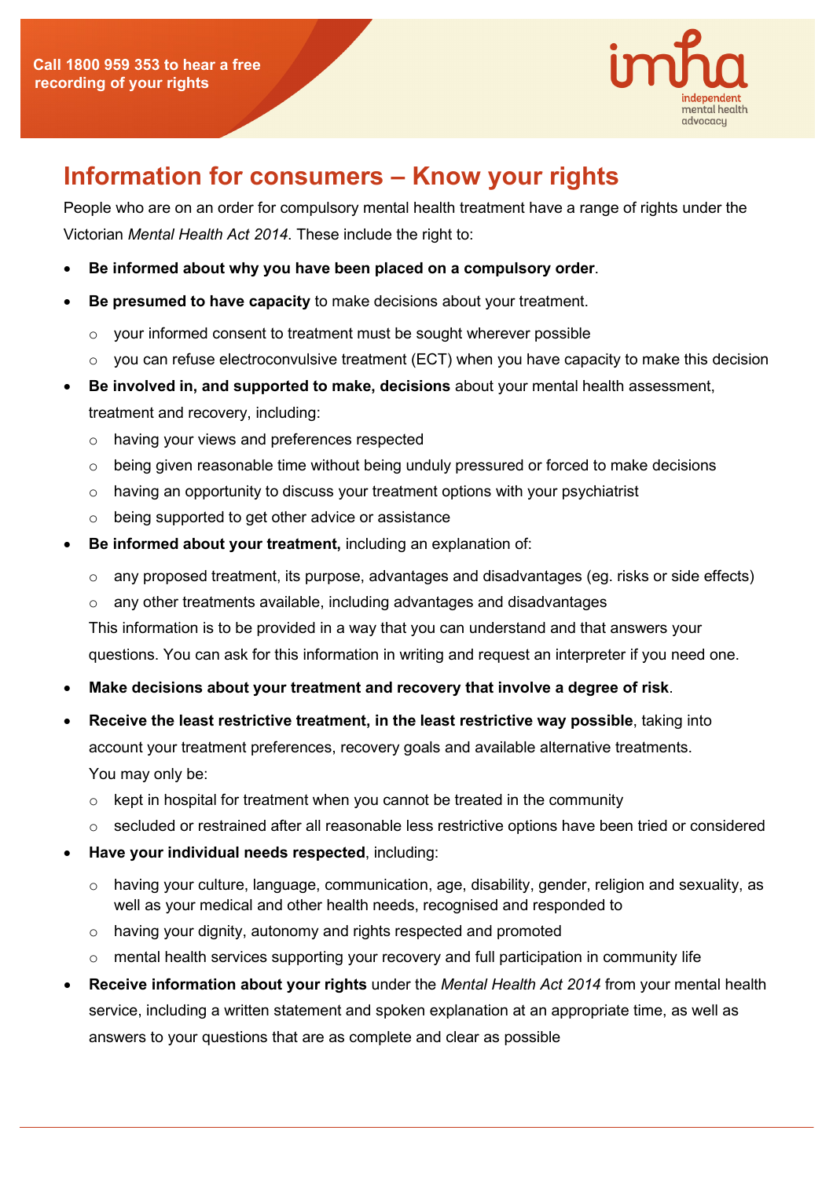Call 1800 959 353 to hear a free recording of your rights

imha independent mental health advocacy

# Information for consumers – Know your rights

People who are on an order for compulsory mental health treatment have a range of rights under the Victorian *Mental Health Act 2014*. These include the right to:

- **Be informed about why you have been placed on a compulsory order**.
- **Be presumed to have capacity** to make decisions about your treatment.
  - your informed consent to treatment must be sought wherever possible
  - you can refuse electroconvulsive treatment (ECT) when you have capacity to make this decision
- **Be involved in, and supported to make, decisions** about your mental health assessment, treatment and recovery, including:
  - having your views and preferences respected
  - being given reasonable time without being unduly pressured or forced to make decisions
  - having an opportunity to discuss your treatment options with your psychiatrist
  - being supported to get other advice or assistance
- **Be informed about your treatment,** including an explanation of:
  - any proposed treatment, its purpose, advantages and disadvantages (eg. risks or side effects)
  - any other treatments available, including advantages and disadvantages

  This information is to be provided in a way that you can understand and that answers your questions. You can ask for this information in writing and request an interpreter if you need one.
- **Make decisions about your treatment and recovery that involve a degree of risk**.
- **Receive the least restrictive treatment, in the least restrictive way possible**, taking into account your treatment preferences, recovery goals and available alternative treatments. You may only be:
  - kept in hospital for treatment when you cannot be treated in the community
  - secluded or restrained after all reasonable less restrictive options have been tried or considered
- **Have your individual needs respected**, including:
  - having your culture, language, communication, age, disability, gender, religion and sexuality, as well as your medical and other health needs, recognised and responded to
  - having your dignity, autonomy and rights respected and promoted
  - mental health services supporting your recovery and full participation in community life
- **Receive information about your rights** under the *Mental Health Act 2014* from your mental health service, including a written statement and spoken explanation at an appropriate time, as well as answers to your questions that are as complete and clear as possible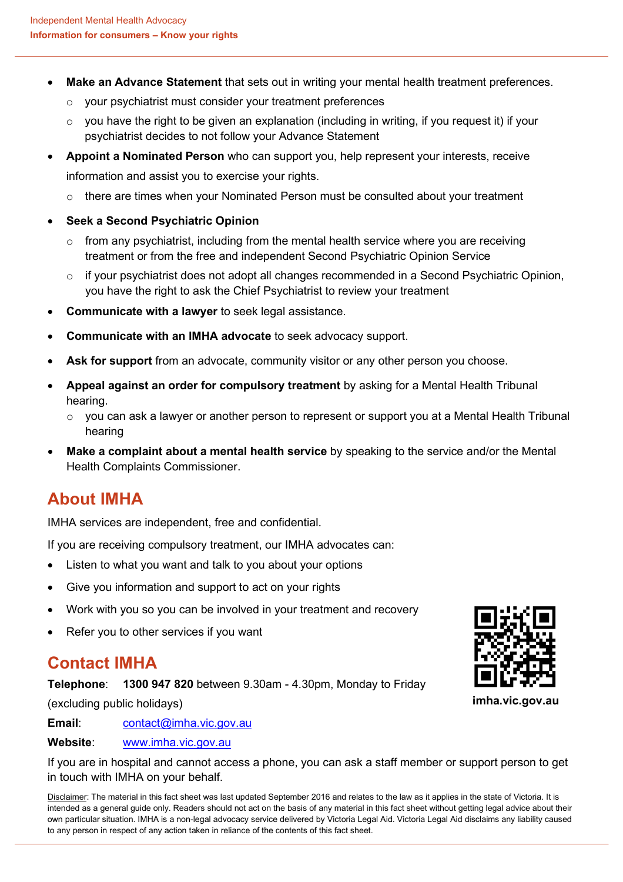- **Make an Advance Statement** that sets out in writing your mental health treatment preferences.
    - your psychiatrist must consider your treatment preferences
    - you have the right to be given an explanation (including in writing, if you request it) if your psychiatrist decides to not follow your Advance Statement
- **Appoint a Nominated Person** who can support you, help represent your interests, receive information and assist you to exercise your rights.
    - there are times when your Nominated Person must be consulted about your treatment
- **Seek a Second Psychiatric Opinion**
    - from any psychiatrist, including from the mental health service where you are receiving treatment or from the free and independent Second Psychiatric Opinion Service
    - if your psychiatrist does not adopt all changes recommended in a Second Psychiatric Opinion, you have the right to ask the Chief Psychiatrist to review your treatment
- **Communicate with a lawyer** to seek legal assistance.
- **Communicate with an IMHA advocate** to seek advocacy support.
- **Ask for support** from an advocate, community visitor or any other person you choose.
- **Appeal against an order for compulsory treatment** by asking for a Mental Health Tribunal hearing.
    - you can ask a lawyer or another person to represent or support you at a Mental Health Tribunal hearing
- **Make a complaint about a mental health service** by speaking to the service and/or the Mental Health Complaints Commissioner.

## About IMHA

IMHA services are independent, free and confidential.

If you are receiving compulsory treatment, our IMHA advocates can:

- Listen to what you want and talk to you about your options
- Give you information and support to act on your rights
- Work with you so you can be involved in your treatment and recovery
- Refer you to other services if you want

## Contact IMHA

**Telephone**: **1300 947 820** between 9.30am - 4.30pm, Monday to Friday (excluding public holidays)

**Email**: contact@imha.vic.gov.au

**Website**: www.imha.vic.gov.au

**imha.vic.gov.au**

If you are in hospital and cannot access a phone, you can ask a staff member or support person to get in touch with IMHA on your behalf.

Disclaimer: The material in this fact sheet was last updated September 2016 and relates to the law as it applies in the state of Victoria. It is intended as a general guide only. Readers should not act on the basis of any material in this fact sheet without getting legal advice about their own particular situation. IMHA is a non-legal advocacy service delivered by Victoria Legal Aid. Victoria Legal Aid disclaims any liability caused to any person in respect of any action taken in reliance of the contents of this fact sheet.